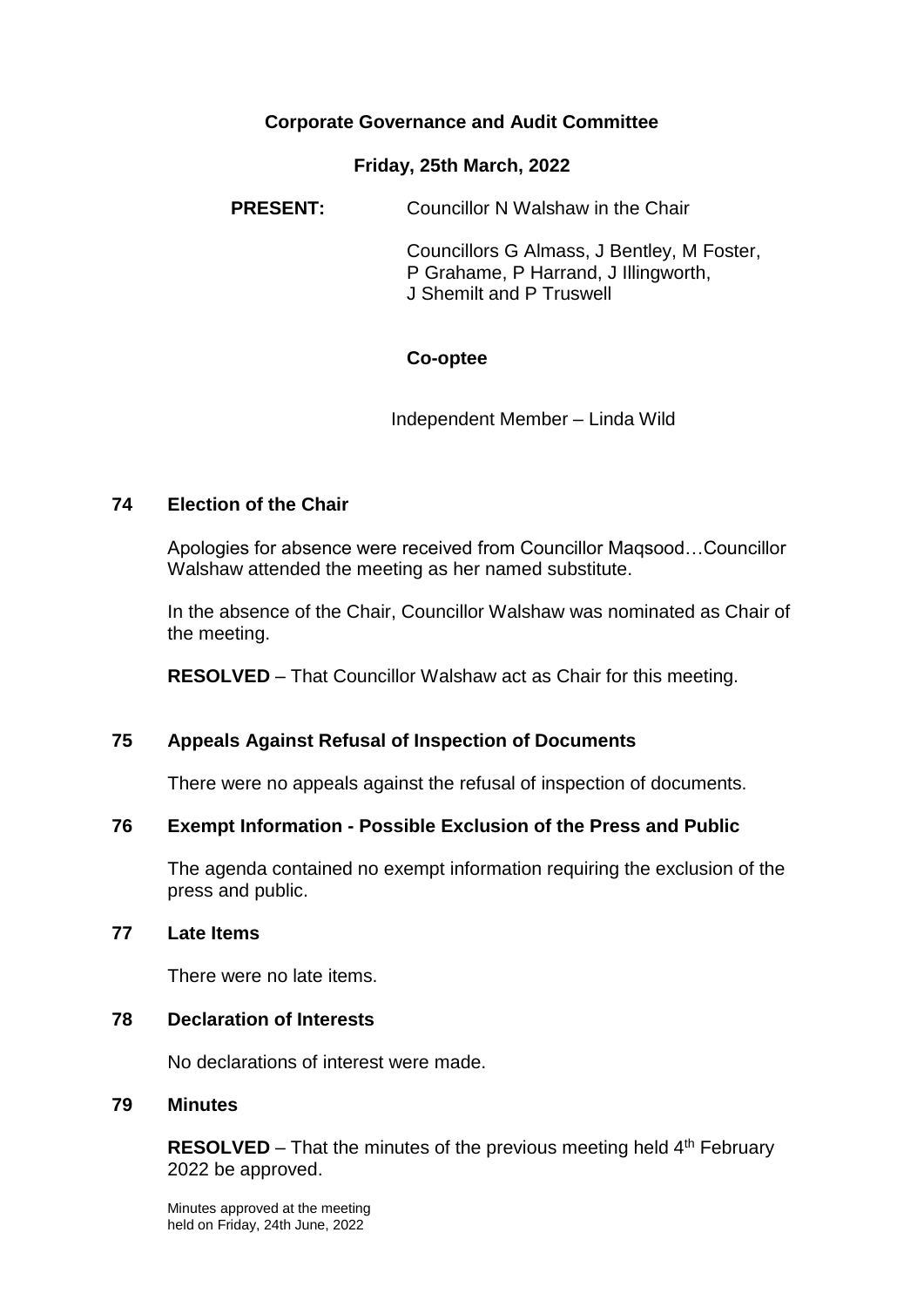# Corporate Governance and Audit Committee

## Friday, 25th March, 2022

**PRESENT:** Councillor N Walshaw in the Chair

Councillors G Almass, J Bentley, M Foster, P Grahame, P Harrand, J Illingworth, J Shemilt and P Truswell

**Co-optee**

Independent Member – Linda Wild

### 74 Election of the Chair

Apologies for absence were received from Councillor Maqsood…Councillor Walshaw attended the meeting as her named substitute.

In the absence of the Chair, Councillor Walshaw was nominated as Chair of the meeting.

**RESOLVED** – That Councillor Walshaw act as Chair for this meeting.

### 75 Appeals Against Refusal of Inspection of Documents

There were no appeals against the refusal of inspection of documents.

### 76 Exempt Information - Possible Exclusion of the Press and Public

The agenda contained no exempt information requiring the exclusion of the press and public.

### 77 Late Items

There were no late items.

### 78 Declaration of Interests

No declarations of interest were made.

### 79 Minutes

**RESOLVED** – That the minutes of the previous meeting held 4th February 2022 be approved.

Minutes approved at the meeting held on Friday, 24th June, 2022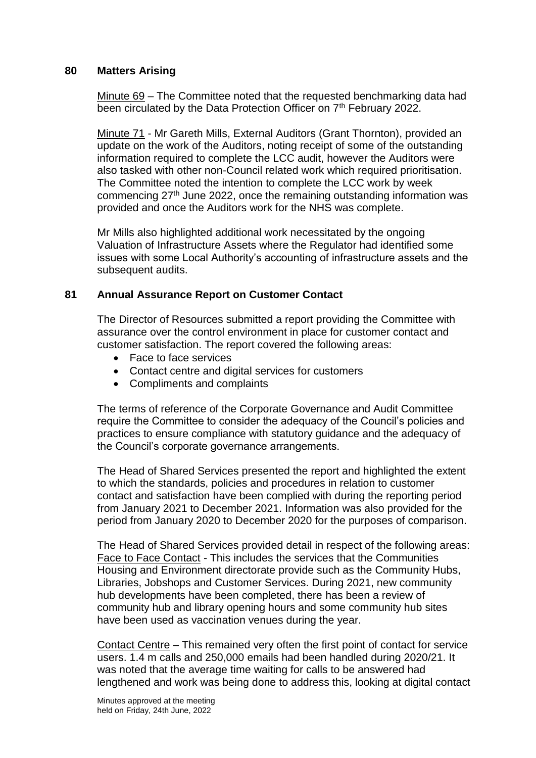## 80 Matters Arising

Minute 69 – The Committee noted that the requested benchmarking data had been circulated by the Data Protection Officer on 7th February 2022.

Minute 71 - Mr Gareth Mills, External Auditors (Grant Thornton), provided an update on the work of the Auditors, noting receipt of some of the outstanding information required to complete the LCC audit, however the Auditors were also tasked with other non-Council related work which required prioritisation. The Committee noted the intention to complete the LCC work by week commencing 27th June 2022, once the remaining outstanding information was provided and once the Auditors work for the NHS was complete.

Mr Mills also highlighted additional work necessitated by the ongoing Valuation of Infrastructure Assets where the Regulator had identified some issues with some Local Authority's accounting of infrastructure assets and the subsequent audits.

## 81 Annual Assurance Report on Customer Contact

The Director of Resources submitted a report providing the Committee with assurance over the control environment in place for customer contact and customer satisfaction. The report covered the following areas:

- Face to face services
- Contact centre and digital services for customers
- Compliments and complaints

The terms of reference of the Corporate Governance and Audit Committee require the Committee to consider the adequacy of the Council's policies and practices to ensure compliance with statutory guidance and the adequacy of the Council's corporate governance arrangements.

The Head of Shared Services presented the report and highlighted the extent to which the standards, policies and procedures in relation to customer contact and satisfaction have been complied with during the reporting period from January 2021 to December 2021. Information was also provided for the period from January 2020 to December 2020 for the purposes of comparison.

The Head of Shared Services provided detail in respect of the following areas:
Face to Face Contact - This includes the services that the Communities Housing and Environment directorate provide such as the Community Hubs, Libraries, Jobshops and Customer Services. During 2021, new community hub developments have been completed, there has been a review of community hub and library opening hours and some community hub sites have been used as vaccination venues during the year.

Contact Centre – This remained very often the first point of contact for service users. 1.4 m calls and 250,000 emails had been handled during 2020/21. It was noted that the average time waiting for calls to be answered had lengthened and work was being done to address this, looking at digital contact

Minutes approved at the meeting held on Friday, 24th June, 2022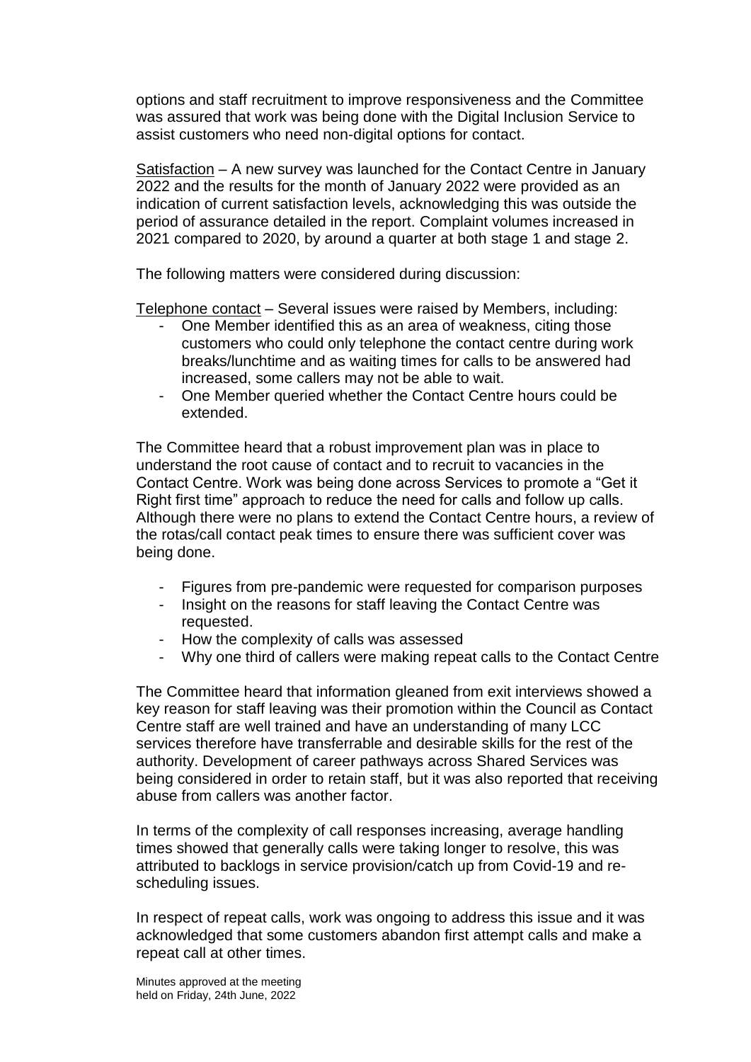options and staff recruitment to improve responsiveness and the Committee was assured that work was being done with the Digital Inclusion Service to assist customers who need non-digital options for contact.

<u>Satisfaction</u> – A new survey was launched for the Contact Centre in January 2022 and the results for the month of January 2022 were provided as an indication of current satisfaction levels, acknowledging this was outside the period of assurance detailed in the report. Complaint volumes increased in 2021 compared to 2020, by around a quarter at both stage 1 and stage 2.

The following matters were considered during discussion:

<u>Telephone contact</u> – Several issues were raised by Members, including:

- One Member identified this as an area of weakness, citing those customers who could only telephone the contact centre during work breaks/lunchtime and as waiting times for calls to be answered had increased, some callers may not be able to wait.
- One Member queried whether the Contact Centre hours could be extended.

The Committee heard that a robust improvement plan was in place to understand the root cause of contact and to recruit to vacancies in the Contact Centre. Work was being done across Services to promote a "Get it Right first time" approach to reduce the need for calls and follow up calls. Although there were no plans to extend the Contact Centre hours, a review of the rotas/call contact peak times to ensure there was sufficient cover was being done.

- Figures from pre-pandemic were requested for comparison purposes
- Insight on the reasons for staff leaving the Contact Centre was requested.
- How the complexity of calls was assessed
- Why one third of callers were making repeat calls to the Contact Centre

The Committee heard that information gleaned from exit interviews showed a key reason for staff leaving was their promotion within the Council as Contact Centre staff are well trained and have an understanding of many LCC services therefore have transferrable and desirable skills for the rest of the authority. Development of career pathways across Shared Services was being considered in order to retain staff, but it was also reported that receiving abuse from callers was another factor.

In terms of the complexity of call responses increasing, average handling times showed that generally calls were taking longer to resolve, this was attributed to backlogs in service provision/catch up from Covid-19 and re-scheduling issues.

In respect of repeat calls, work was ongoing to address this issue and it was acknowledged that some customers abandon first attempt calls and make a repeat call at other times.

Minutes approved at the meeting held on Friday, 24th June, 2022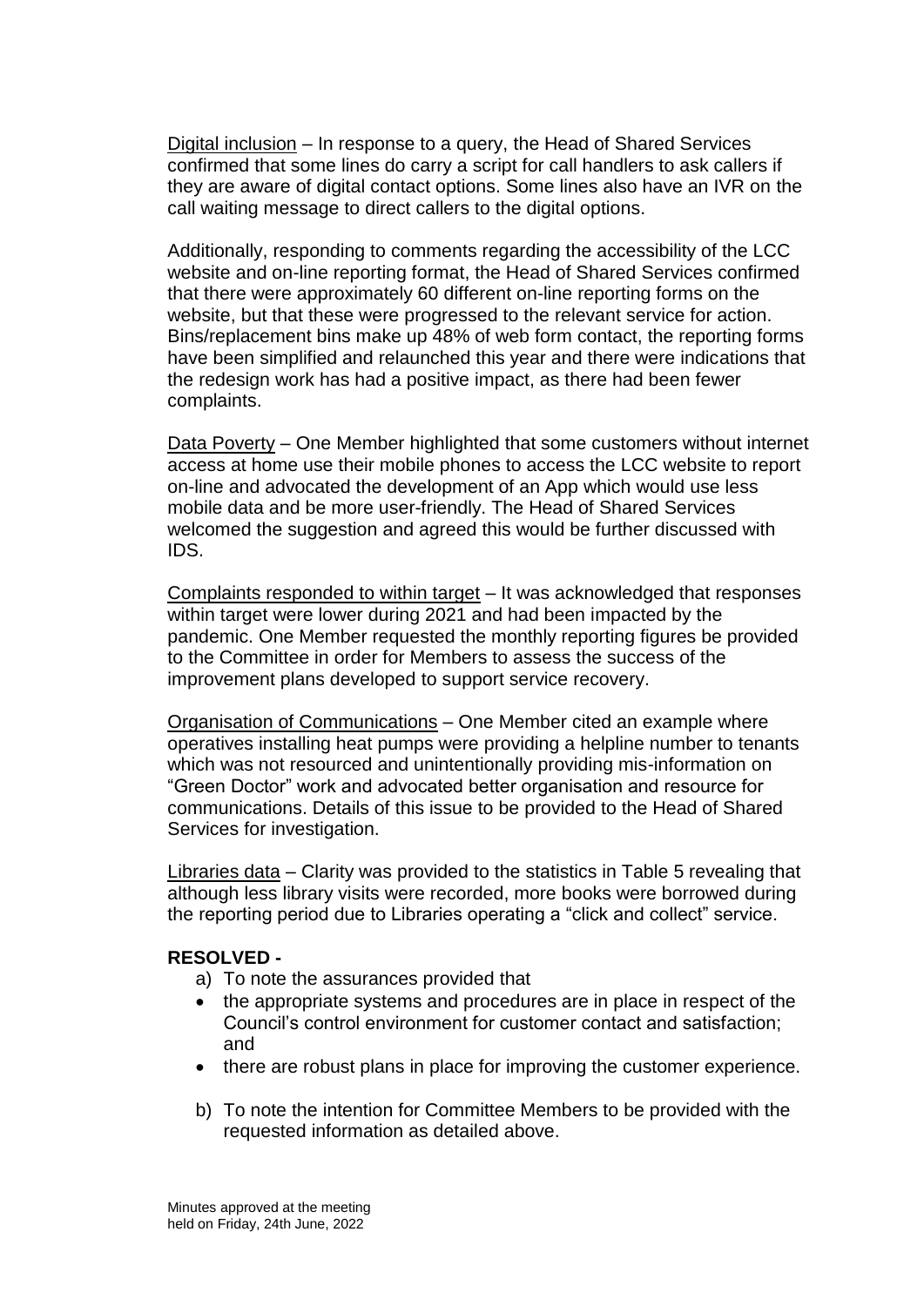Digital inclusion – In response to a query, the Head of Shared Services confirmed that some lines do carry a script for call handlers to ask callers if they are aware of digital contact options. Some lines also have an IVR on the call waiting message to direct callers to the digital options.

Additionally, responding to comments regarding the accessibility of the LCC website and on-line reporting format, the Head of Shared Services confirmed that there were approximately 60 different on-line reporting forms on the website, but that these were progressed to the relevant service for action. Bins/replacement bins make up 48% of web form contact, the reporting forms have been simplified and relaunched this year and there were indications that the redesign work has had a positive impact, as there had been fewer complaints.

Data Poverty – One Member highlighted that some customers without internet access at home use their mobile phones to access the LCC website to report on-line and advocated the development of an App which would use less mobile data and be more user-friendly. The Head of Shared Services welcomed the suggestion and agreed this would be further discussed with IDS.

Complaints responded to within target – It was acknowledged that responses within target were lower during 2021 and had been impacted by the pandemic. One Member requested the monthly reporting figures be provided to the Committee in order for Members to assess the success of the improvement plans developed to support service recovery.

Organisation of Communications – One Member cited an example where operatives installing heat pumps were providing a helpline number to tenants which was not resourced and unintentionally providing mis-information on "Green Doctor" work and advocated better organisation and resource for communications. Details of this issue to be provided to the Head of Shared Services for investigation.

Libraries data – Clarity was provided to the statistics in Table 5 revealing that although less library visits were recorded, more books were borrowed during the reporting period due to Libraries operating a "click and collect" service.

**RESOLVED -**

a) To note the assurances provided that

- the appropriate systems and procedures are in place in respect of the Council's control environment for customer contact and satisfaction; and
- there are robust plans in place for improving the customer experience.

b) To note the intention for Committee Members to be provided with the requested information as detailed above.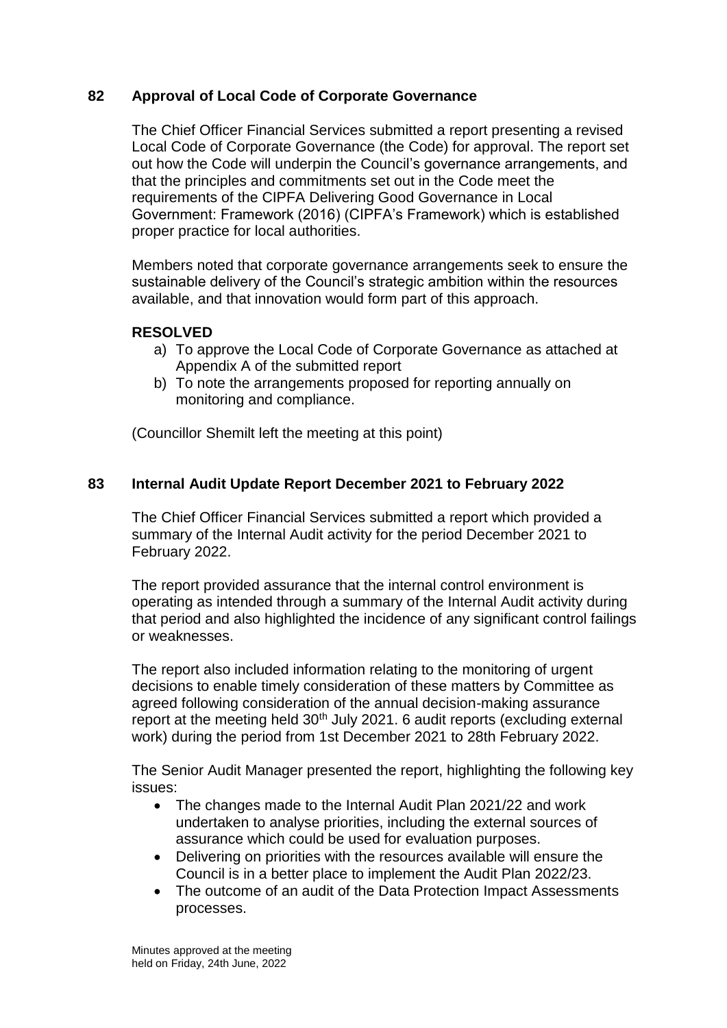## 82 Approval of Local Code of Corporate Governance

The Chief Officer Financial Services submitted a report presenting a revised Local Code of Corporate Governance (the Code) for approval. The report set out how the Code will underpin the Council's governance arrangements, and that the principles and commitments set out in the Code meet the requirements of the CIPFA Delivering Good Governance in Local Government: Framework (2016) (CIPFA's Framework) which is established proper practice for local authorities.

Members noted that corporate governance arrangements seek to ensure the sustainable delivery of the Council's strategic ambition within the resources available, and that innovation would form part of this approach.

**RESOLVED**

a) To approve the Local Code of Corporate Governance as attached at Appendix A of the submitted report
b) To note the arrangements proposed for reporting annually on monitoring and compliance.

(Councillor Shemilt left the meeting at this point)

## 83 Internal Audit Update Report December 2021 to February 2022

The Chief Officer Financial Services submitted a report which provided a summary of the Internal Audit activity for the period December 2021 to February 2022.

The report provided assurance that the internal control environment is operating as intended through a summary of the Internal Audit activity during that period and also highlighted the incidence of any significant control failings or weaknesses.

The report also included information relating to the monitoring of urgent decisions to enable timely consideration of these matters by Committee as agreed following consideration of the annual decision-making assurance report at the meeting held 30th July 2021. 6 audit reports (excluding external work) during the period from 1st December 2021 to 28th February 2022.

The Senior Audit Manager presented the report, highlighting the following key issues:

- The changes made to the Internal Audit Plan 2021/22 and work undertaken to analyse priorities, including the external sources of assurance which could be used for evaluation purposes.
- Delivering on priorities with the resources available will ensure the Council is in a better place to implement the Audit Plan 2022/23.
- The outcome of an audit of the Data Protection Impact Assessments processes.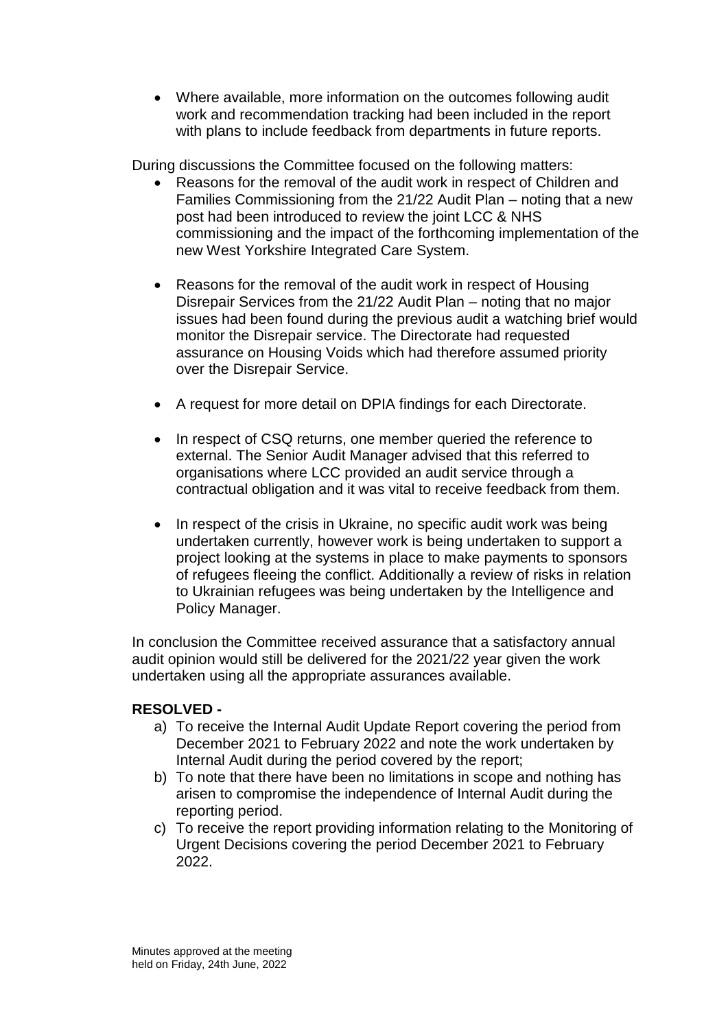- Where available, more information on the outcomes following audit work and recommendation tracking had been included in the report with plans to include feedback from departments in future reports.

During discussions the Committee focused on the following matters:

- Reasons for the removal of the audit work in respect of Children and Families Commissioning from the 21/22 Audit Plan – noting that a new post had been introduced to review the joint LCC & NHS commissioning and the impact of the forthcoming implementation of the new West Yorkshire Integrated Care System.

- Reasons for the removal of the audit work in respect of Housing Disrepair Services from the 21/22 Audit Plan – noting that no major issues had been found during the previous audit a watching brief would monitor the Disrepair service. The Directorate had requested assurance on Housing Voids which had therefore assumed priority over the Disrepair Service.

- A request for more detail on DPIA findings for each Directorate.

- In respect of CSQ returns, one member queried the reference to external. The Senior Audit Manager advised that this referred to organisations where LCC provided an audit service through a contractual obligation and it was vital to receive feedback from them.

- In respect of the crisis in Ukraine, no specific audit work was being undertaken currently, however work is being undertaken to support a project looking at the systems in place to make payments to sponsors of refugees fleeing the conflict. Additionally a review of risks in relation to Ukrainian refugees was being undertaken by the Intelligence and Policy Manager.

In conclusion the Committee received assurance that a satisfactory annual audit opinion would still be delivered for the 2021/22 year given the work undertaken using all the appropriate assurances available.

**RESOLVED -**

a) To receive the Internal Audit Update Report covering the period from December 2021 to February 2022 and note the work undertaken by Internal Audit during the period covered by the report;
b) To note that there have been no limitations in scope and nothing has arisen to compromise the independence of Internal Audit during the reporting period.
c) To receive the report providing information relating to the Monitoring of Urgent Decisions covering the period December 2021 to February 2022.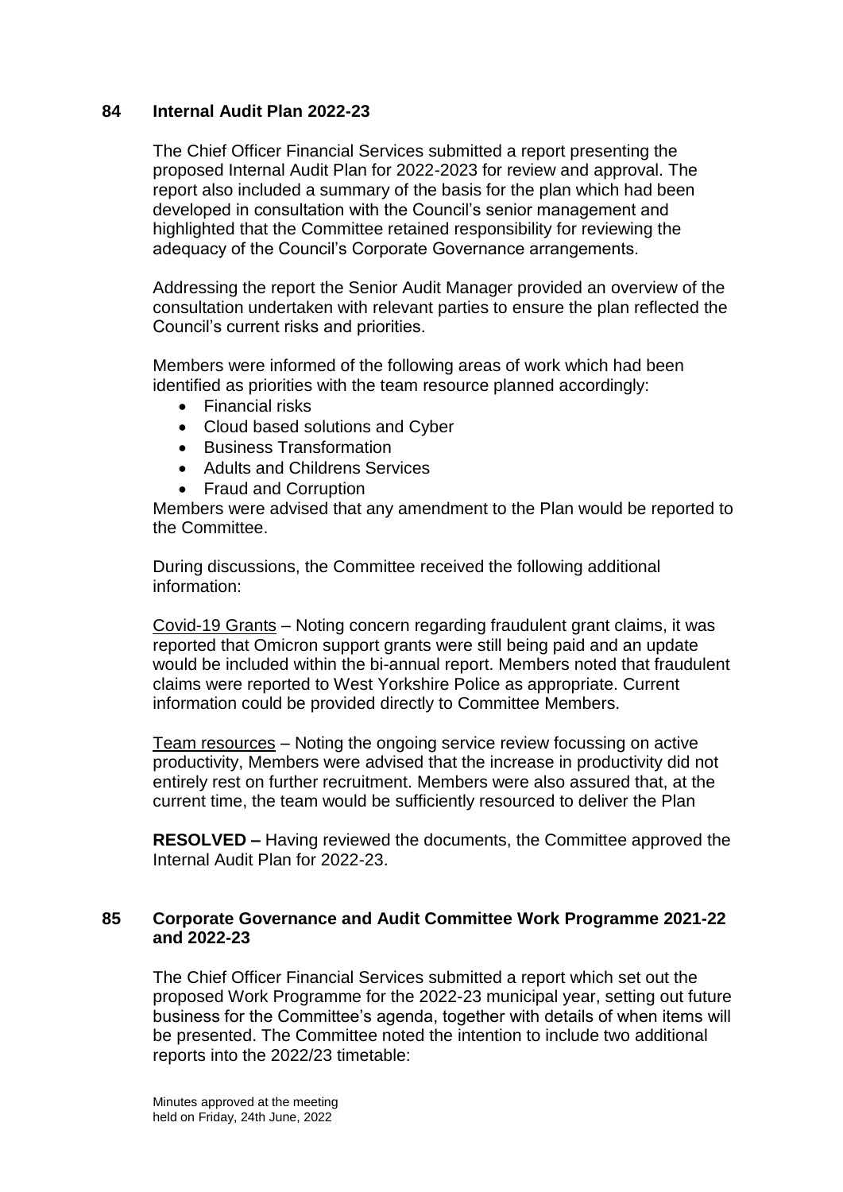## 84 Internal Audit Plan 2022-23

The Chief Officer Financial Services submitted a report presenting the proposed Internal Audit Plan for 2022-2023 for review and approval. The report also included a summary of the basis for the plan which had been developed in consultation with the Council's senior management and highlighted that the Committee retained responsibility for reviewing the adequacy of the Council's Corporate Governance arrangements.

Addressing the report the Senior Audit Manager provided an overview of the consultation undertaken with relevant parties to ensure the plan reflected the Council's current risks and priorities.

Members were informed of the following areas of work which had been identified as priorities with the team resource planned accordingly:

- Financial risks
- Cloud based solutions and Cyber
- Business Transformation
- Adults and Childrens Services
- Fraud and Corruption

Members were advised that any amendment to the Plan would be reported to the Committee.

During discussions, the Committee received the following additional information:

Covid-19 Grants – Noting concern regarding fraudulent grant claims, it was reported that Omicron support grants were still being paid and an update would be included within the bi-annual report. Members noted that fraudulent claims were reported to West Yorkshire Police as appropriate. Current information could be provided directly to Committee Members.

Team resources – Noting the ongoing service review focussing on active productivity, Members were advised that the increase in productivity did not entirely rest on further recruitment. Members were also assured that, at the current time, the team would be sufficiently resourced to deliver the Plan

**RESOLVED –** Having reviewed the documents, the Committee approved the Internal Audit Plan for 2022-23.

## 85 Corporate Governance and Audit Committee Work Programme 2021-22 and 2022-23

The Chief Officer Financial Services submitted a report which set out the proposed Work Programme for the 2022-23 municipal year, setting out future business for the Committee's agenda, together with details of when items will be presented. The Committee noted the intention to include two additional reports into the 2022/23 timetable: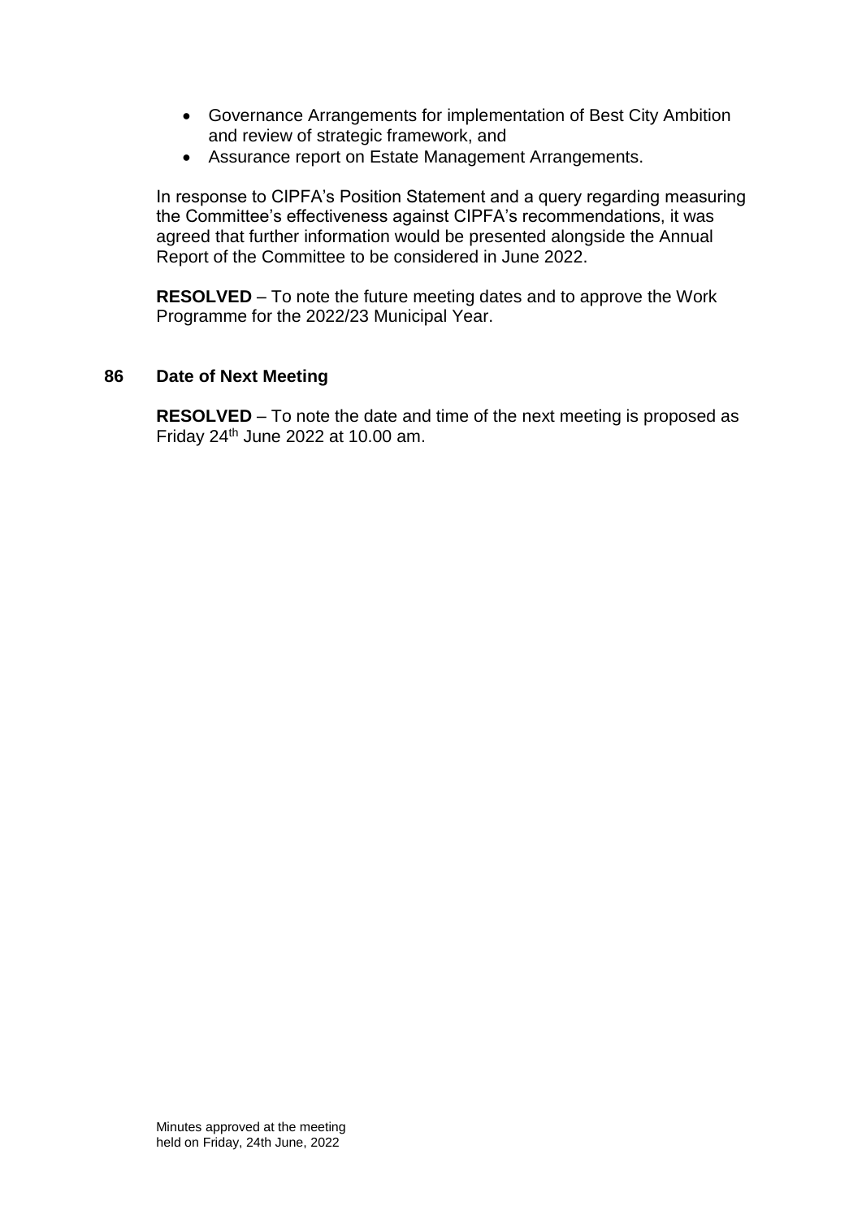- Governance Arrangements for implementation of Best City Ambition and review of strategic framework, and
- Assurance report on Estate Management Arrangements.

In response to CIPFA's Position Statement and a query regarding measuring the Committee's effectiveness against CIPFA's recommendations, it was agreed that further information would be presented alongside the Annual Report of the Committee to be considered in June 2022.

**RESOLVED** – To note the future meeting dates and to approve the Work Programme for the 2022/23 Municipal Year.

## 86 Date of Next Meeting

**RESOLVED** – To note the date and time of the next meeting is proposed as Friday 24th June 2022 at 10.00 am.

Minutes approved at the meeting held on Friday, 24th June, 2022